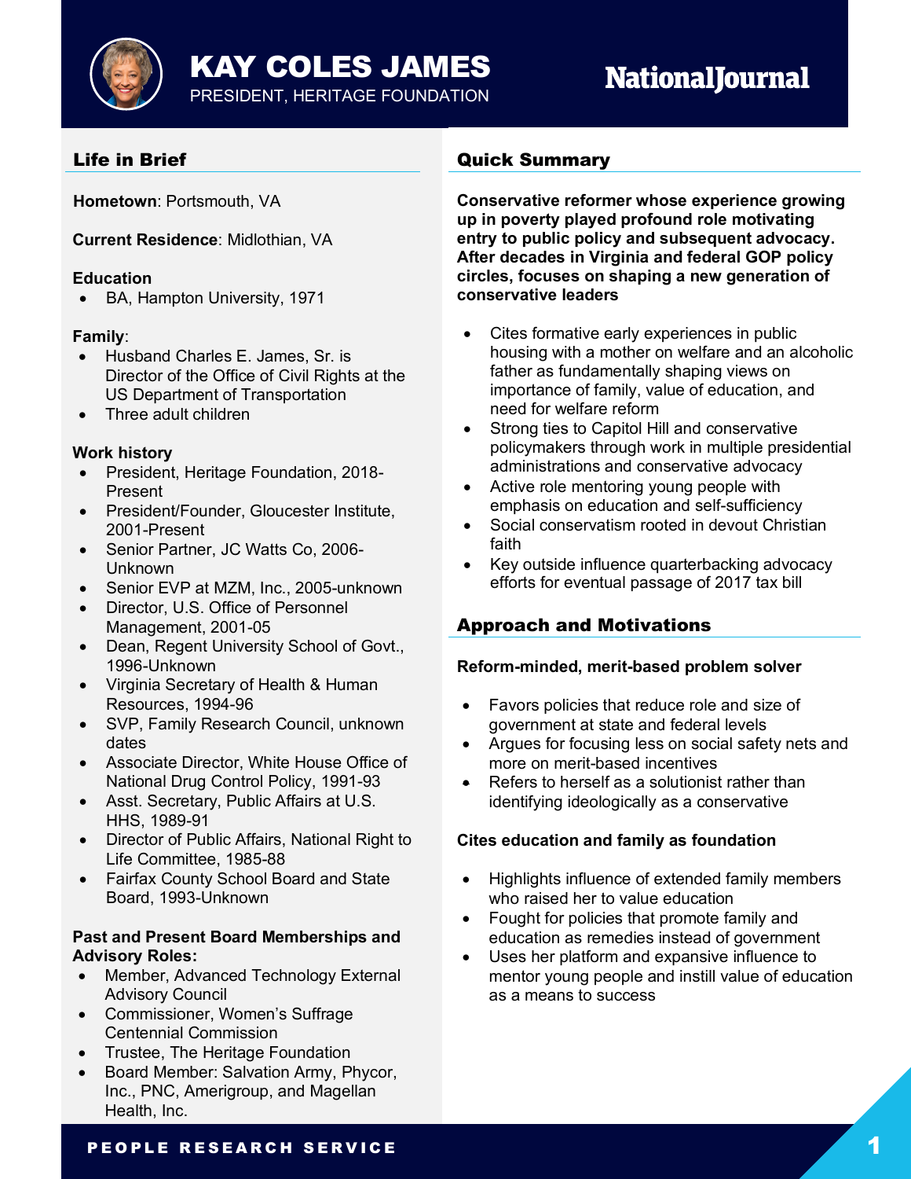# KAY COLES JAMES

PRESIDENT, HERITAGE FOUNDATION

NationalJournal

## Life in Brief

**Hometown**: Portsmouth, VA

**Current Residence**: Midlothian, VA

**Education**
- BA, Hampton University, 1971

**Family**:
- Husband Charles E. James, Sr. is Director of the Office of Civil Rights at the US Department of Transportation
- Three adult children

**Work history**
- President, Heritage Foundation, 2018-Present
- President/Founder, Gloucester Institute, 2001-Present
- Senior Partner, JC Watts Co, 2006-Unknown
- Senior EVP at MZM, Inc., 2005-unknown
- Director, U.S. Office of Personnel Management, 2001-05
- Dean, Regent University School of Govt., 1996-Unknown
- Virginia Secretary of Health & Human Resources, 1994-96
- SVP, Family Research Council, unknown dates
- Associate Director, White House Office of National Drug Control Policy, 1991-93
- Asst. Secretary, Public Affairs at U.S. HHS, 1989-91
- Director of Public Affairs, National Right to Life Committee, 1985-88
- Fairfax County School Board and State Board, 1993-Unknown

**Past and Present Board Memberships and Advisory Roles:**
- Member, Advanced Technology External Advisory Council
- Commissioner, Women's Suffrage Centennial Commission
- Trustee, The Heritage Foundation
- Board Member: Salvation Army, Phycor, Inc., PNC, Amerigroup, and Magellan Health, Inc.

## Quick Summary

**Conservative reformer whose experience growing up in poverty played profound role motivating entry to public policy and subsequent advocacy. After decades in Virginia and federal GOP policy circles, focuses on shaping a new generation of conservative leaders**

- Cites formative early experiences in public housing with a mother on welfare and an alcoholic father as fundamentally shaping views on importance of family, value of education, and need for welfare reform
- Strong ties to Capitol Hill and conservative policymakers through work in multiple presidential administrations and conservative advocacy
- Active role mentoring young people with emphasis on education and self-sufficiency
- Social conservatism rooted in devout Christian faith
- Key outside influence quarterbacking advocacy efforts for eventual passage of 2017 tax bill

## Approach and Motivations

**Reform-minded, merit-based problem solver**

- Favors policies that reduce role and size of government at state and federal levels
- Argues for focusing less on social safety nets and more on merit-based incentives
- Refers to herself as a solutionist rather than identifying ideologically as a conservative

**Cites education and family as foundation**

- Highlights influence of extended family members who raised her to value education
- Fought for policies that promote family and education as remedies instead of government
- Uses her platform and expansive influence to mentor young people and instill value of education as a means to success

PEOPLE RESEARCH SERVICE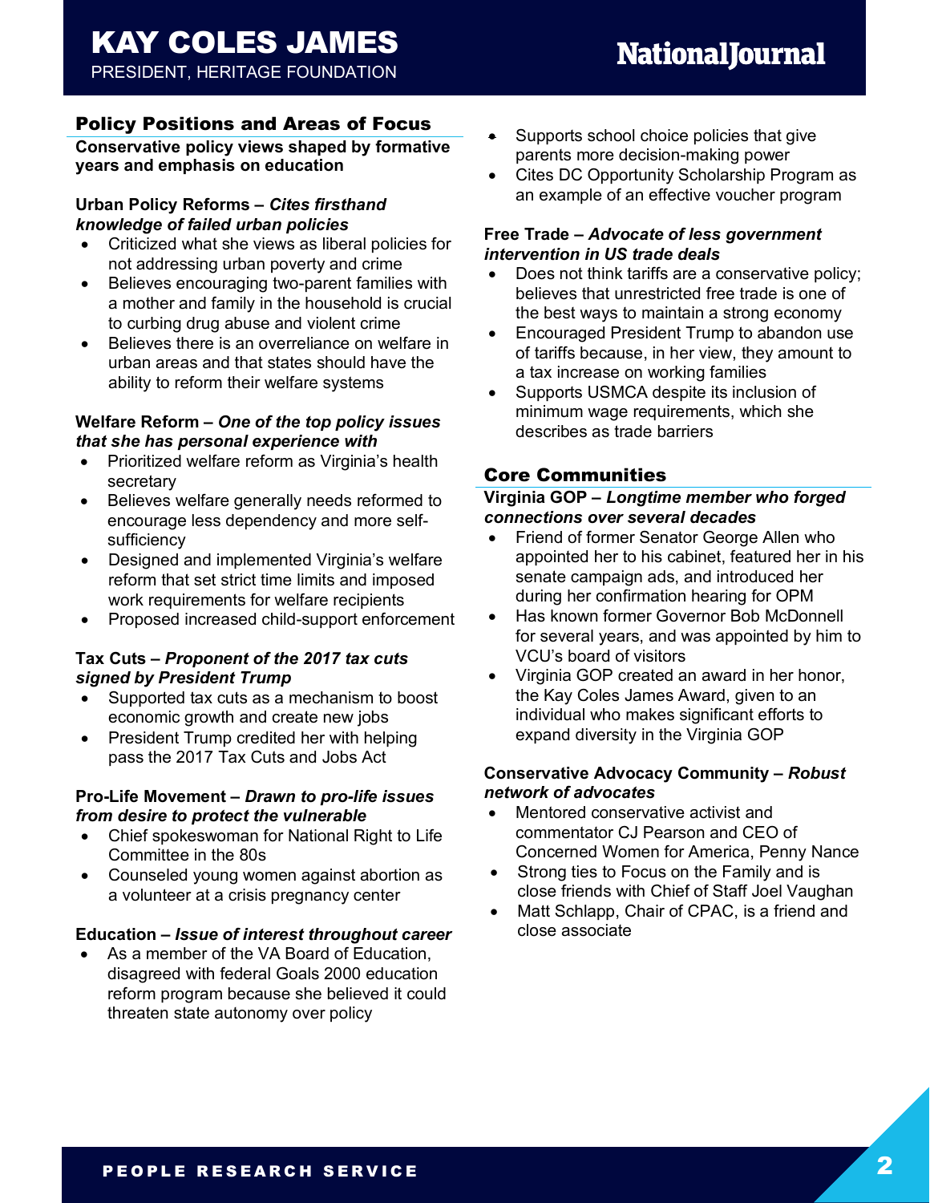# KAY COLES JAMES

PRESIDENT, HERITAGE FOUNDATION

## Policy Positions and Areas of Focus

**Conservative policy views shaped by formative years and emphasis on education**

### Urban Policy Reforms – *Cites firsthand knowledge of failed urban policies*

- Criticized what she views as liberal policies for not addressing urban poverty and crime
- Believes encouraging two-parent families with a mother and family in the household is crucial to curbing drug abuse and violent crime
- Believes there is an overreliance on welfare in urban areas and that states should have the ability to reform their welfare systems

### Welfare Reform – *One of the top policy issues that she has personal experience with*

- Prioritized welfare reform as Virginia's health secretary
- Believes welfare generally needs reformed to encourage less dependency and more self-sufficiency
- Designed and implemented Virginia's welfare reform that set strict time limits and imposed work requirements for welfare recipients
- Proposed increased child-support enforcement

### Tax Cuts – *Proponent of the 2017 tax cuts signed by President Trump*

- Supported tax cuts as a mechanism to boost economic growth and create new jobs
- President Trump credited her with helping pass the 2017 Tax Cuts and Jobs Act

### Pro-Life Movement – *Drawn to pro-life issues from desire to protect the vulnerable*

- Chief spokeswoman for National Right to Life Committee in the 80s
- Counseled young women against abortion as a volunteer at a crisis pregnancy center

### Education – *Issue of interest throughout career*

- As a member of the VA Board of Education, disagreed with federal Goals 2000 education reform program because she believed it could threaten state autonomy over policy
- Supports school choice policies that give parents more decision-making power
- Cites DC Opportunity Scholarship Program as an example of an effective voucher program

### Free Trade – *Advocate of less government intervention in US trade deals*

- Does not think tariffs are a conservative policy; believes that unrestricted free trade is one of the best ways to maintain a strong economy
- Encouraged President Trump to abandon use of tariffs because, in her view, they amount to a tax increase on working families
- Supports USMCA despite its inclusion of minimum wage requirements, which she describes as trade barriers

## Core Communities

### Virginia GOP – *Longtime member who forged connections over several decades*

- Friend of former Senator George Allen who appointed her to his cabinet, featured her in his senate campaign ads, and introduced her during her confirmation hearing for OPM
- Has known former Governor Bob McDonnell for several years, and was appointed by him to VCU's board of visitors
- Virginia GOP created an award in her honor, the Kay Coles James Award, given to an individual who makes significant efforts to expand diversity in the Virginia GOP

### Conservative Advocacy Community – *Robust network of advocates*

- Mentored conservative activist and commentator CJ Pearson and CEO of Concerned Women for America, Penny Nance
- Strong ties to Focus on the Family and is close friends with Chief of Staff Joel Vaughan
- Matt Schlapp, Chair of CPAC, is a friend and close associate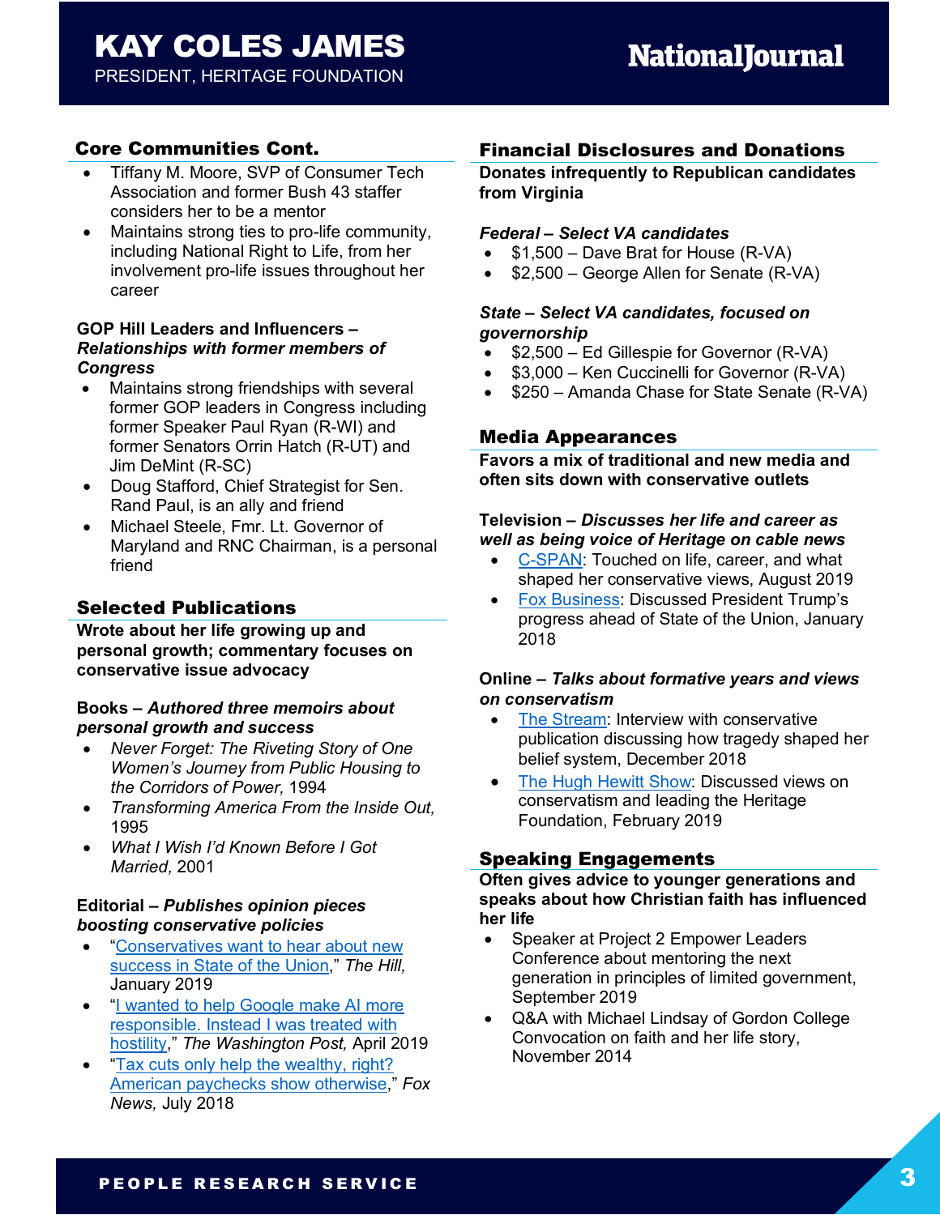# KAY COLES JAMES
PRESIDENT, HERITAGE FOUNDATION

## Core Communities Cont.

- Tiffany M. Moore, SVP of Consumer Tech Association and former Bush 43 staffer considers her to be a mentor
- Maintains strong ties to pro-life community, including National Right to Life, from her involvement pro-life issues throughout her career

**GOP Hill Leaders and Influencers – *Relationships with former members of Congress***

- Maintains strong friendships with several former GOP leaders in Congress including former Speaker Paul Ryan (R-WI) and former Senators Orrin Hatch (R-UT) and Jim DeMint (R-SC)
- Doug Stafford, Chief Strategist for Sen. Rand Paul, is an ally and friend
- Michael Steele, Fmr. Lt. Governor of Maryland and RNC Chairman, is a personal friend

## Selected Publications

**Wrote about her life growing up and personal growth; commentary focuses on conservative issue advocacy**

**Books – *Authored three memoirs about personal growth and success***

- *Never Forget: The Riveting Story of One Women's Journey from Public Housing to the Corridors of Power,* 1994
- *Transforming America From the Inside Out,* 1995
- *What I Wish I'd Known Before I Got Married,* 2001

**Editorial – *Publishes opinion pieces boosting conservative policies***

- "Conservatives want to hear about new success in State of the Union," *The Hill,* January 2019
- "I wanted to help Google make AI more responsible. Instead I was treated with hostility," *The Washington Post,* April 2019
- "Tax cuts only help the wealthy, right? American paychecks show otherwise," *Fox News,* July 2018

## Financial Disclosures and Donations

**Donates infrequently to Republican candidates from Virginia**

***Federal – Select VA candidates***

- $1,500 – Dave Brat for House (R-VA)
- $2,500 – George Allen for Senate (R-VA)

***State – Select VA candidates, focused on governorship***

- $2,500 – Ed Gillespie for Governor (R-VA)
- $3,000 – Ken Cuccinelli for Governor (R-VA)
- $250 – Amanda Chase for State Senate (R-VA)

## Media Appearances

**Favors a mix of traditional and new media and often sits down with conservative outlets**

**Television – *Discusses her life and career as well as being voice of Heritage on cable news***

- C-SPAN: Touched on life, career, and what shaped her conservative views, August 2019
- Fox Business: Discussed President Trump's progress ahead of State of the Union, January 2018

**Online – *Talks about formative years and views on conservatism***

- The Stream: Interview with conservative publication discussing how tragedy shaped her belief system, December 2018
- The Hugh Hewitt Show: Discussed views on conservatism and leading the Heritage Foundation, February 2019

## Speaking Engagements

**Often gives advice to younger generations and speaks about how Christian faith has influenced her life**

- Speaker at Project 2 Empower Leaders Conference about mentoring the next generation in principles of limited government, September 2019
- Q&A with Michael Lindsay of Gordon College Convocation on faith and her life story, November 2014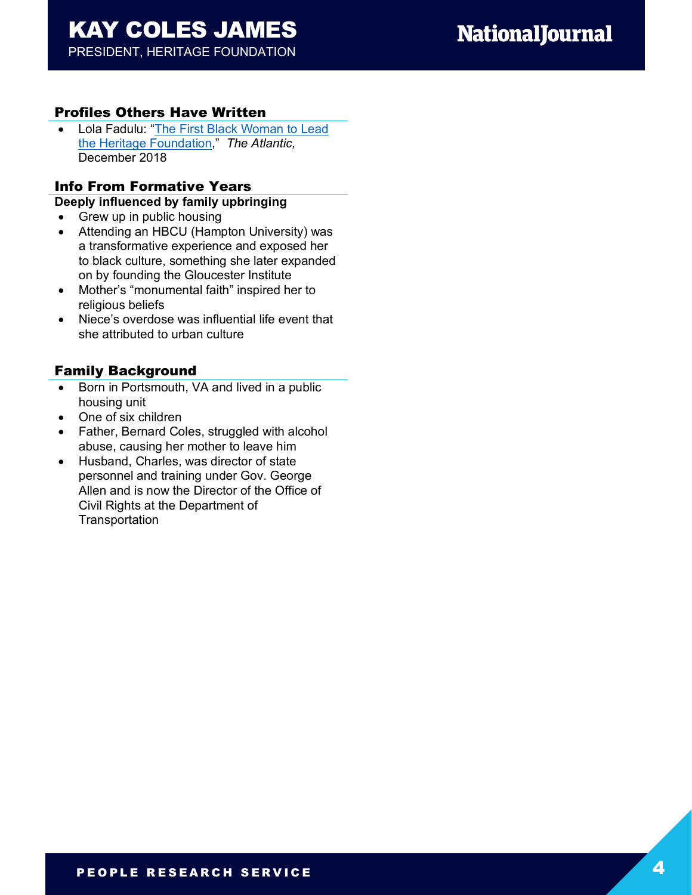## Profiles Others Have Written

- Lola Fadulu: "[The First Black Woman to Lead the Heritage Foundation](#)," *The Atlantic,* December 2018

## Info From Formative Years

**Deeply influenced by family upbringing**

- Grew up in public housing
- Attending an HBCU (Hampton University) was a transformative experience and exposed her to black culture, something she later expanded on by founding the Gloucester Institute
- Mother's "monumental faith" inspired her to religious beliefs
- Niece's overdose was influential life event that she attributed to urban culture

## Family Background

- Born in Portsmouth, VA and lived in a public housing unit
- One of six children
- Father, Bernard Coles, struggled with alcohol abuse, causing her mother to leave him
- Husband, Charles, was director of state personnel and training under Gov. George Allen and is now the Director of the Office of Civil Rights at the Department of Transportation